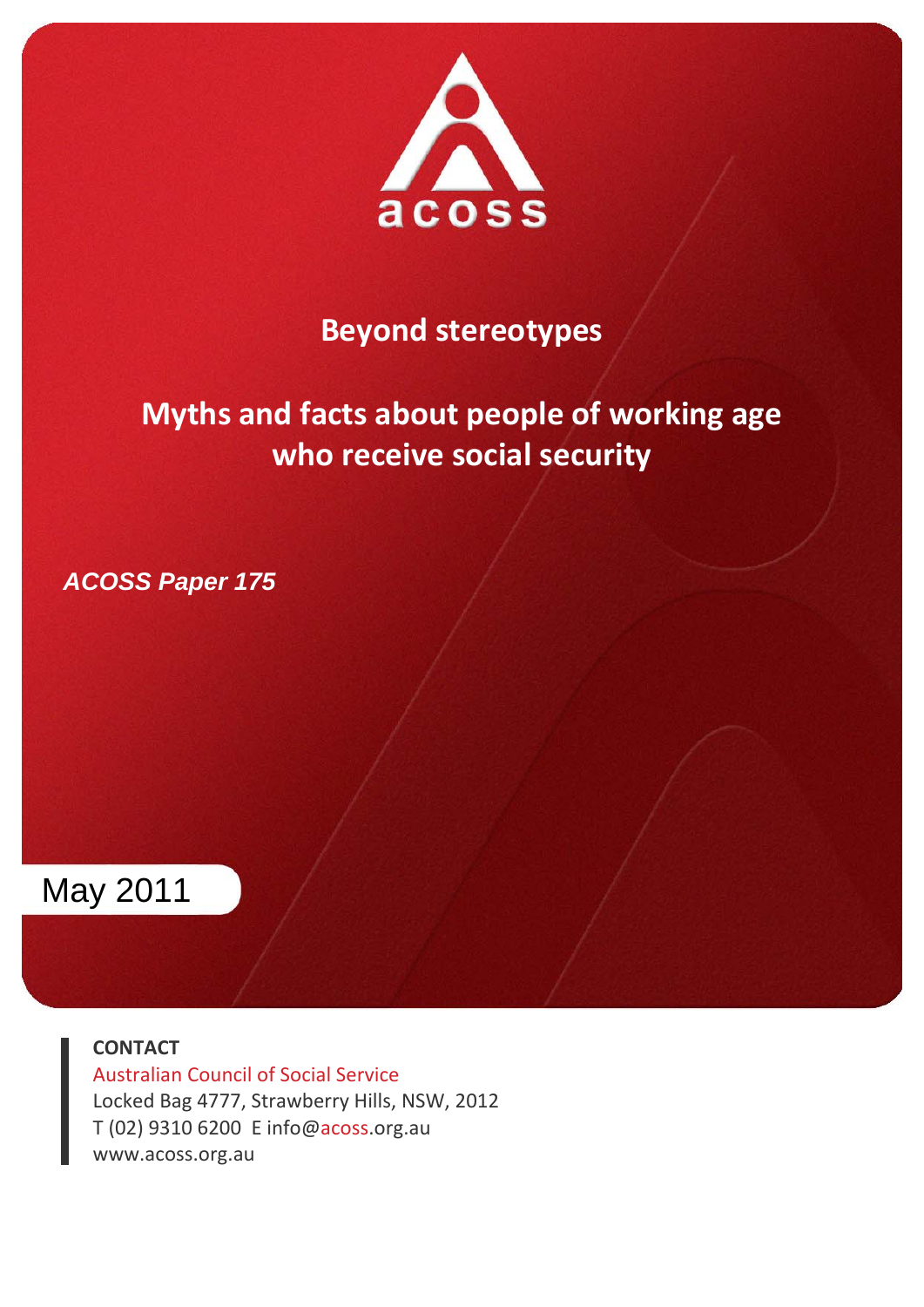acoss

# Beyond stereotypes

## Myths and facts about people of working age who receive social security

***ACOSS Paper 175***

May 2011

**CONTACT**

Australian Council of Social Service
Locked Bag 4777, Strawberry Hills, NSW, 2012
T (02) 9310 6200 E info@acoss.org.au
www.acoss.org.au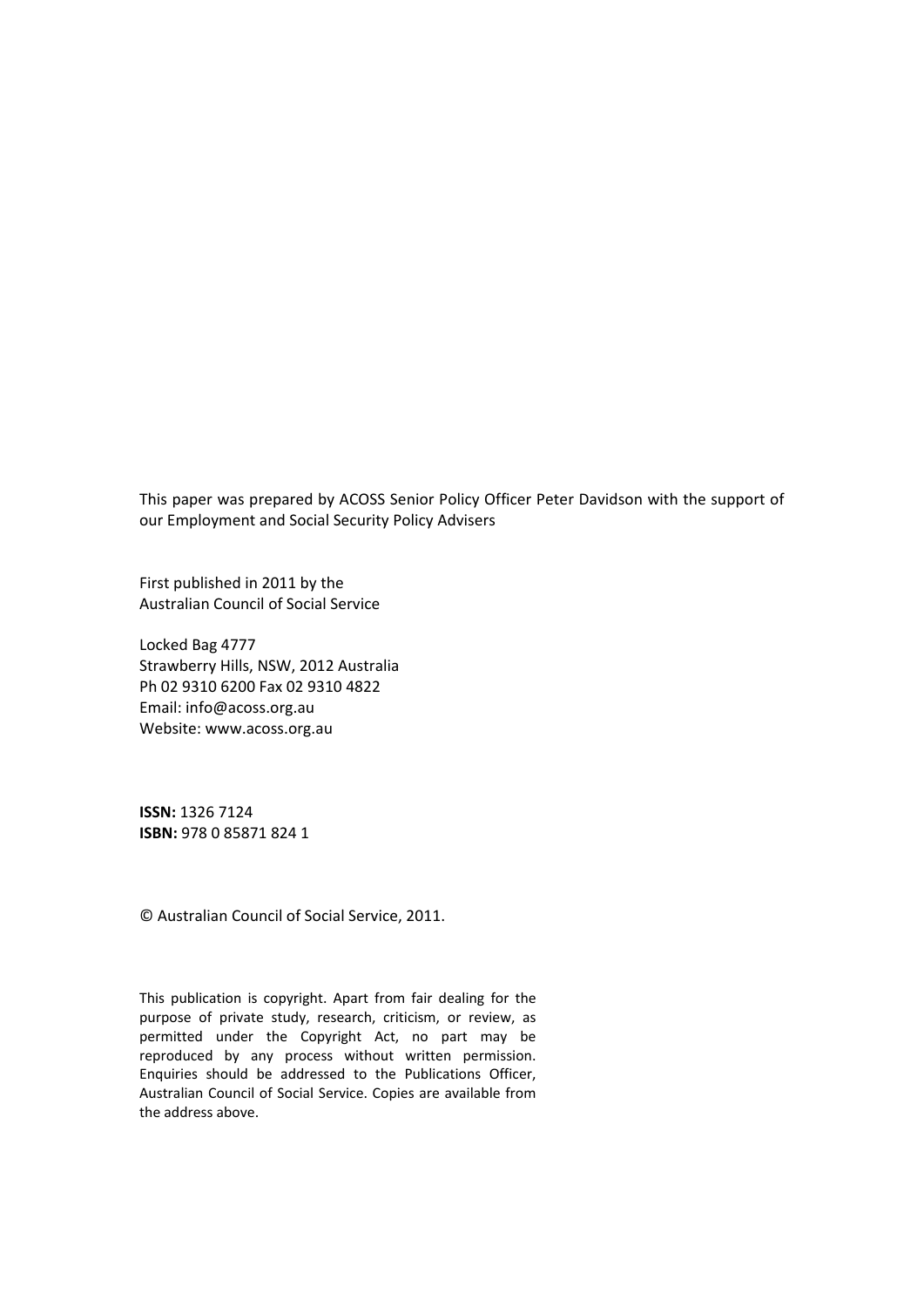This paper was prepared by ACOSS Senior Policy Officer Peter Davidson with the support of our Employment and Social Security Policy Advisers

First published in 2011 by the
Australian Council of Social Service

Locked Bag 4777
Strawberry Hills, NSW, 2012 Australia
Ph 02 9310 6200 Fax 02 9310 4822
Email: info@acoss.org.au
Website: www.acoss.org.au

**ISSN:** 1326 7124
**ISBN:** 978 0 85871 824 1

© Australian Council of Social Service, 2011.

This publication is copyright. Apart from fair dealing for the purpose of private study, research, criticism, or review, as permitted under the Copyright Act, no part may be reproduced by any process without written permission. Enquiries should be addressed to the Publications Officer, Australian Council of Social Service. Copies are available from the address above.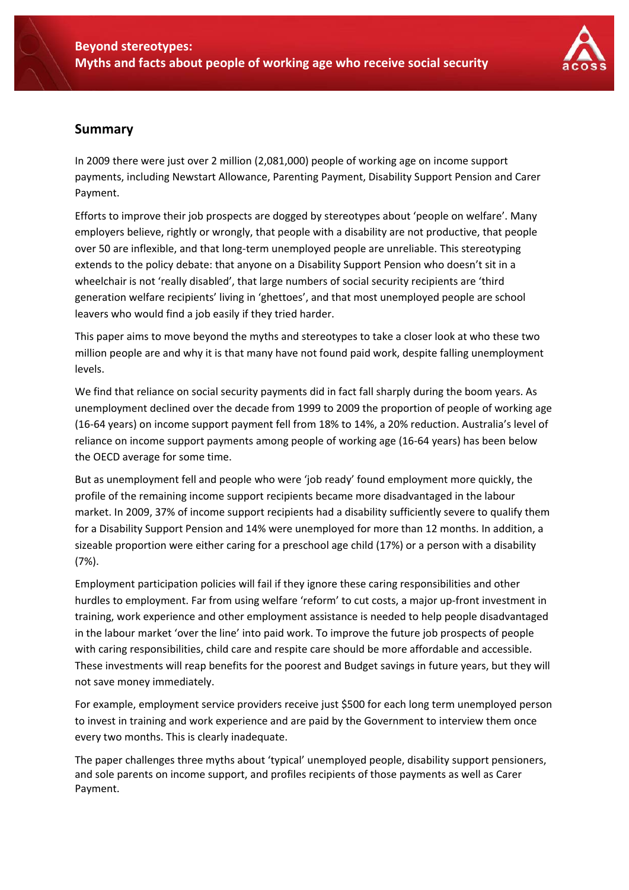# Beyond stereotypes:
# Myths and facts about people of working age who receive social security

## Summary

In 2009 there were just over 2 million (2,081,000) people of working age on income support payments, including Newstart Allowance, Parenting Payment, Disability Support Pension and Carer Payment.

Efforts to improve their job prospects are dogged by stereotypes about 'people on welfare'. Many employers believe, rightly or wrongly, that people with a disability are not productive, that people over 50 are inflexible, and that long-term unemployed people are unreliable. This stereotyping extends to the policy debate: that anyone on a Disability Support Pension who doesn't sit in a wheelchair is not 'really disabled', that large numbers of social security recipients are 'third generation welfare recipients' living in 'ghettoes', and that most unemployed people are school leavers who would find a job easily if they tried harder.

This paper aims to move beyond the myths and stereotypes to take a closer look at who these two million people are and why it is that many have not found paid work, despite falling unemployment levels.

We find that reliance on social security payments did in fact fall sharply during the boom years. As unemployment declined over the decade from 1999 to 2009 the proportion of people of working age (16-64 years) on income support payment fell from 18% to 14%, a 20% reduction. Australia's level of reliance on income support payments among people of working age (16-64 years) has been below the OECD average for some time.

But as unemployment fell and people who were 'job ready' found employment more quickly, the profile of the remaining income support recipients became more disadvantaged in the labour market. In 2009, 37% of income support recipients had a disability sufficiently severe to qualify them for a Disability Support Pension and 14% were unemployed for more than 12 months. In addition, a sizeable proportion were either caring for a preschool age child (17%) or a person with a disability (7%).

Employment participation policies will fail if they ignore these caring responsibilities and other hurdles to employment. Far from using welfare 'reform' to cut costs, a major up-front investment in training, work experience and other employment assistance is needed to help people disadvantaged in the labour market 'over the line' into paid work. To improve the future job prospects of people with caring responsibilities, child care and respite care should be more affordable and accessible. These investments will reap benefits for the poorest and Budget savings in future years, but they will not save money immediately.

For example, employment service providers receive just $500 for each long term unemployed person to invest in training and work experience and are paid by the Government to interview them once every two months. This is clearly inadequate.

The paper challenges three myths about 'typical' unemployed people, disability support pensioners, and sole parents on income support, and profiles recipients of those payments as well as Carer Payment.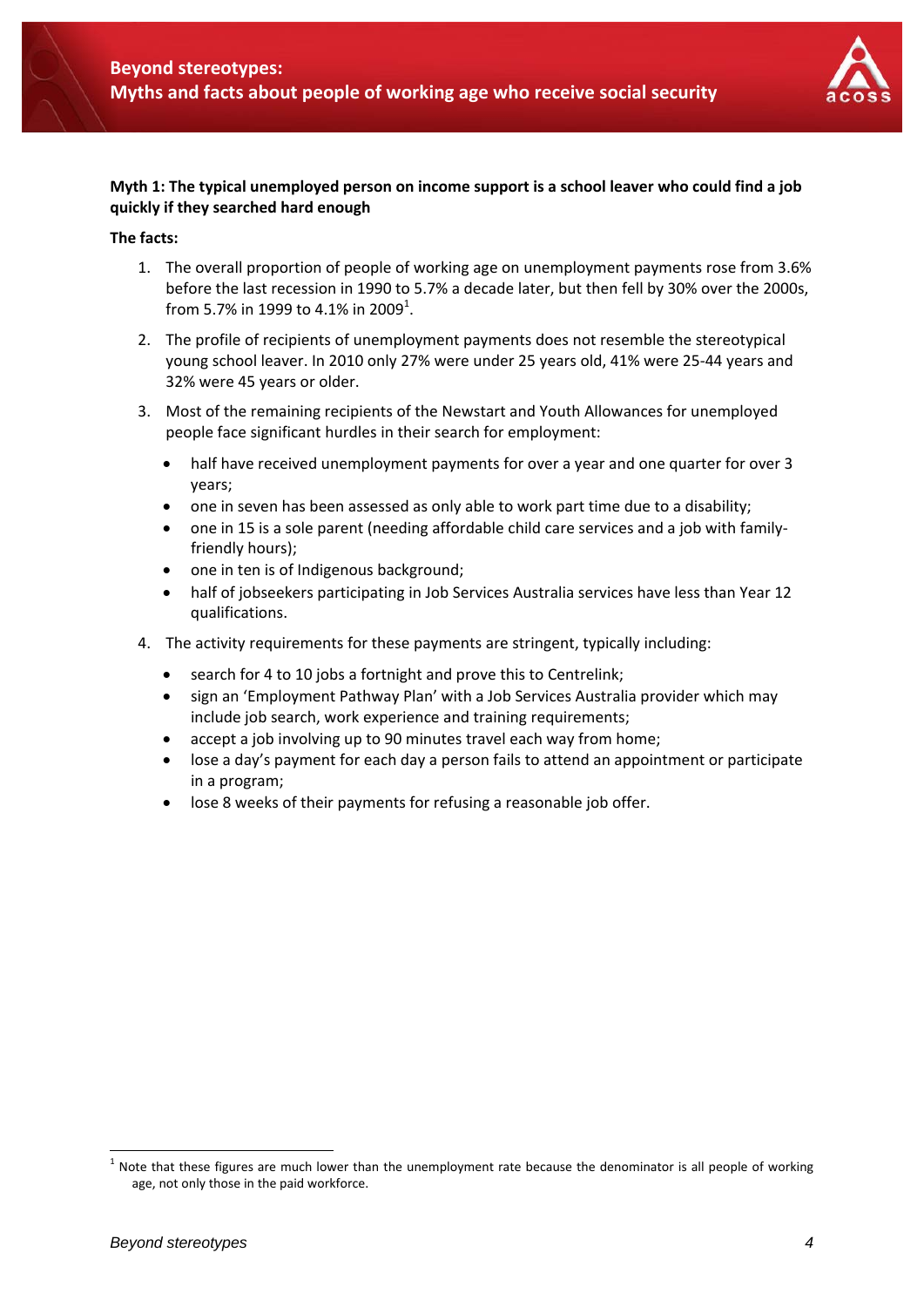**Myth 1: The typical unemployed person on income support is a school leaver who could find a job quickly if they searched hard enough**

**The facts:**

1. The overall proportion of people of working age on unemployment payments rose from 3.6% before the last recession in 1990 to 5.7% a decade later, but then fell by 30% over the 2000s, from 5.7% in 1999 to 4.1% in 2009[1].

2. The profile of recipients of unemployment payments does not resemble the stereotypical young school leaver. In 2010 only 27% were under 25 years old, 41% were 25-44 years and 32% were 45 years or older.

3. Most of the remaining recipients of the Newstart and Youth Allowances for unemployed people face significant hurdles in their search for employment:

   - half have received unemployment payments for over a year and one quarter for over 3 years;
   - one in seven has been assessed as only able to work part time due to a disability;
   - one in 15 is a sole parent (needing affordable child care services and a job with family-friendly hours);
   - one in ten is of Indigenous background;
   - half of jobseekers participating in Job Services Australia services have less than Year 12 qualifications.

4. The activity requirements for these payments are stringent, typically including:

   - search for 4 to 10 jobs a fortnight and prove this to Centrelink;
   - sign an 'Employment Pathway Plan' with a Job Services Australia provider which may include job search, work experience and training requirements;
   - accept a job involving up to 90 minutes travel each way from home;
   - lose a day's payment for each day a person fails to attend an appointment or participate in a program;
   - lose 8 weeks of their payments for refusing a reasonable job offer.

---

[1] Note that these figures are much lower than the unemployment rate because the denominator is all people of working age, not only those in the paid workforce.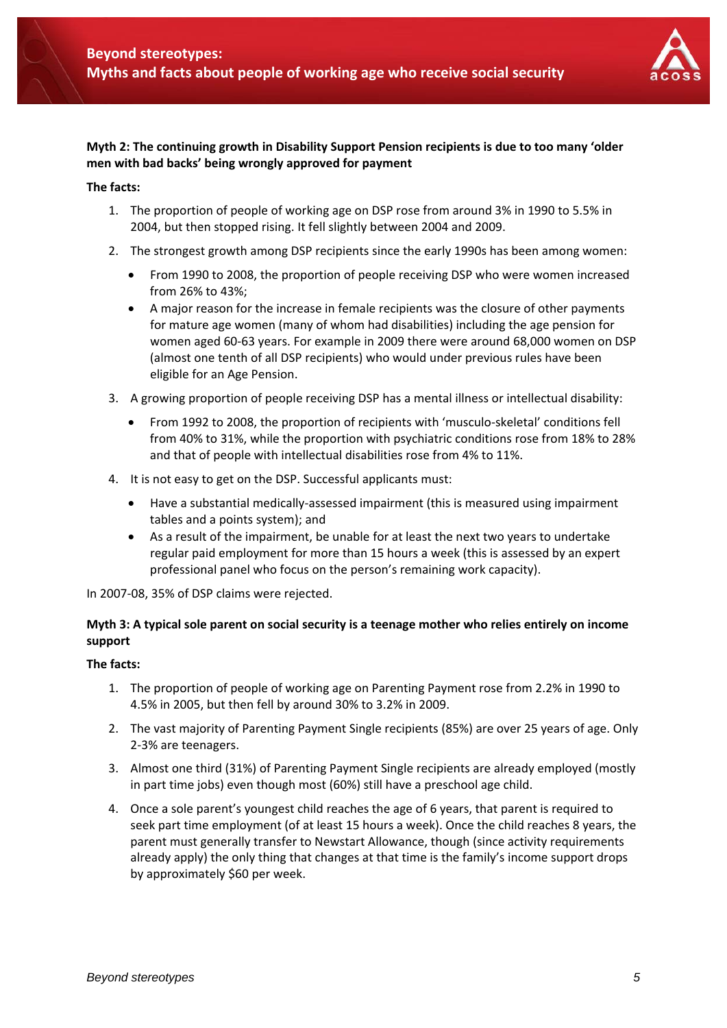**Myth 2: The continuing growth in Disability Support Pension recipients is due to too many 'older men with bad backs' being wrongly approved for payment**

**The facts:**

1. The proportion of people of working age on DSP rose from around 3% in 1990 to 5.5% in 2004, but then stopped rising. It fell slightly between 2004 and 2009.
2. The strongest growth among DSP recipients since the early 1990s has been among women:
   - From 1990 to 2008, the proportion of people receiving DSP who were women increased from 26% to 43%;
   - A major reason for the increase in female recipients was the closure of other payments for mature age women (many of whom had disabilities) including the age pension for women aged 60-63 years. For example in 2009 there were around 68,000 women on DSP (almost one tenth of all DSP recipients) who would under previous rules have been eligible for an Age Pension.
3. A growing proportion of people receiving DSP has a mental illness or intellectual disability:
   - From 1992 to 2008, the proportion of recipients with 'musculo-skeletal' conditions fell from 40% to 31%, while the proportion with psychiatric conditions rose from 18% to 28% and that of people with intellectual disabilities rose from 4% to 11%.
4. It is not easy to get on the DSP. Successful applicants must:
   - Have a substantial medically-assessed impairment (this is measured using impairment tables and a points system); and
   - As a result of the impairment, be unable for at least the next two years to undertake regular paid employment for more than 15 hours a week (this is assessed by an expert professional panel who focus on the person's remaining work capacity).

In 2007-08, 35% of DSP claims were rejected.

**Myth 3: A typical sole parent on social security is a teenage mother who relies entirely on income support**

**The facts:**

1. The proportion of people of working age on Parenting Payment rose from 2.2% in 1990 to 4.5% in 2005, but then fell by around 30% to 3.2% in 2009.
2. The vast majority of Parenting Payment Single recipients (85%) are over 25 years of age. Only 2-3% are teenagers.
3. Almost one third (31%) of Parenting Payment Single recipients are already employed (mostly in part time jobs) even though most (60%) still have a preschool age child.
4. Once a sole parent's youngest child reaches the age of 6 years, that parent is required to seek part time employment (of at least 15 hours a week). Once the child reaches 8 years, the parent must generally transfer to Newstart Allowance, though (since activity requirements already apply) the only thing that changes at that time is the family's income support drops by approximately $60 per week.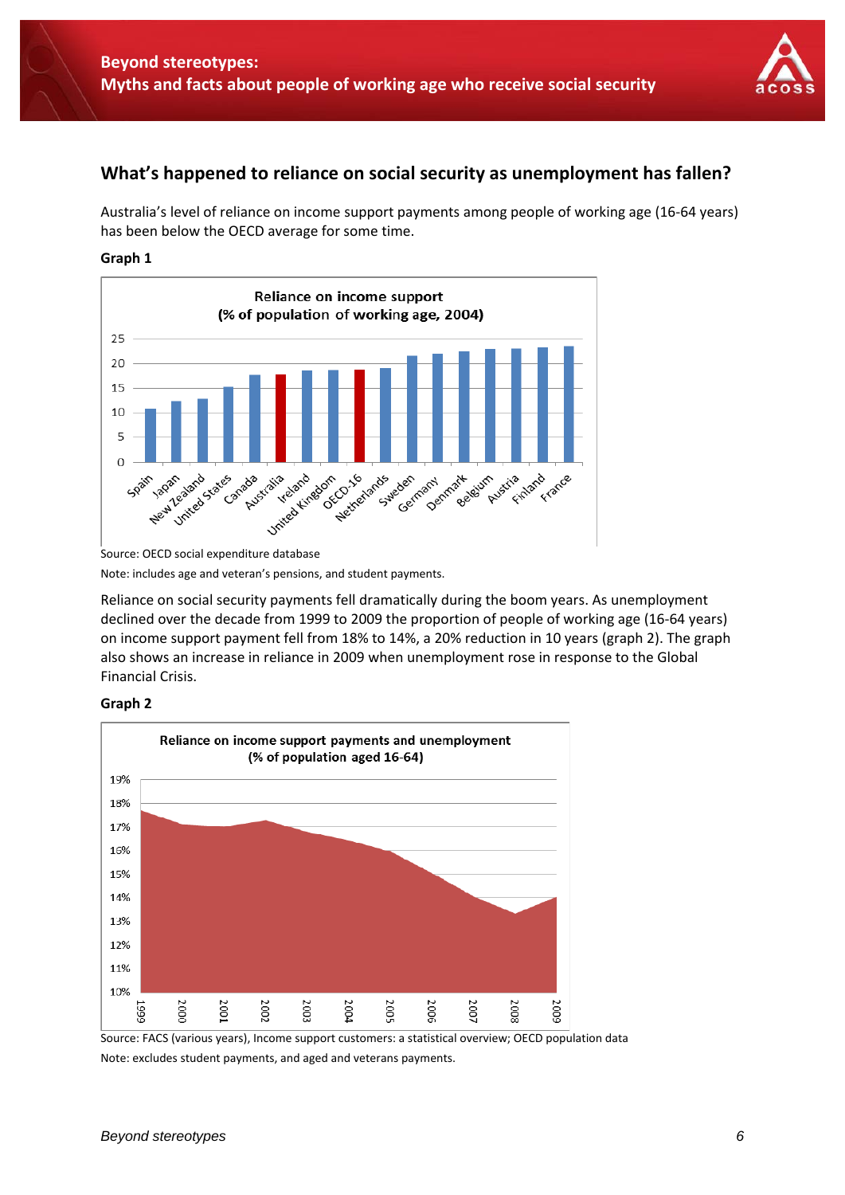## What's happened to reliance on social security as unemployment has fallen?

Australia's level of reliance on income support payments among people of working age (16-64 years) has been below the OECD average for some time.

**Graph 1**

Source: OECD social expenditure database

Note: includes age and veteran's pensions, and student payments.

Reliance on social security payments fell dramatically during the boom years. As unemployment declined over the decade from 1999 to 2009 the proportion of people of working age (16-64 years) on income support payment fell from 18% to 14%, a 20% reduction in 10 years (graph 2). The graph also shows an increase in reliance in 2009 when unemployment rose in response to the Global Financial Crisis.

**Graph 2**

Source: FACS (various years), Income support customers: a statistical overview; OECD population data

Note: excludes student payments, and aged and veterans payments.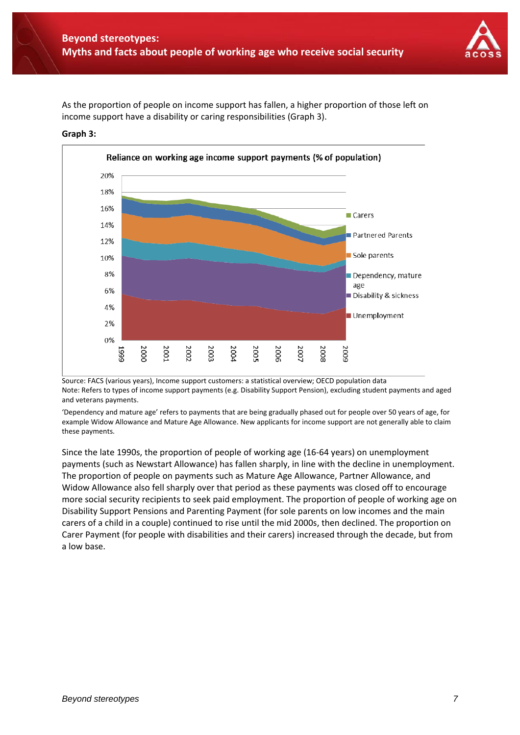As the proportion of people on income support has fallen, a higher proportion of those left on income support have a disability or caring responsibilities (Graph 3).

**Graph 3:**

**Reliance on working age income support payments (% of population)**

Source: FACS (various years), Income support customers: a statistical overview; OECD population data

Note: Refers to types of income support payments (e.g. Disability Support Pension), excluding student payments and aged and veterans payments.

'Dependency and mature age' refers to payments that are being gradually phased out for people over 50 years of age, for example Widow Allowance and Mature Age Allowance. New applicants for income support are not generally able to claim these payments.

Since the late 1990s, the proportion of people of working age (16-64 years) on unemployment payments (such as Newstart Allowance) has fallen sharply, in line with the decline in unemployment. The proportion of people on payments such as Mature Age Allowance, Partner Allowance, and Widow Allowance also fell sharply over that period as these payments was closed off to encourage more social security recipients to seek paid employment. The proportion of people of working age on Disability Support Pensions and Parenting Payment (for sole parents on low incomes and the main carers of a child in a couple) continued to rise until the mid 2000s, then declined. The proportion on Carer Payment (for people with disabilities and their carers) increased through the decade, but from a low base.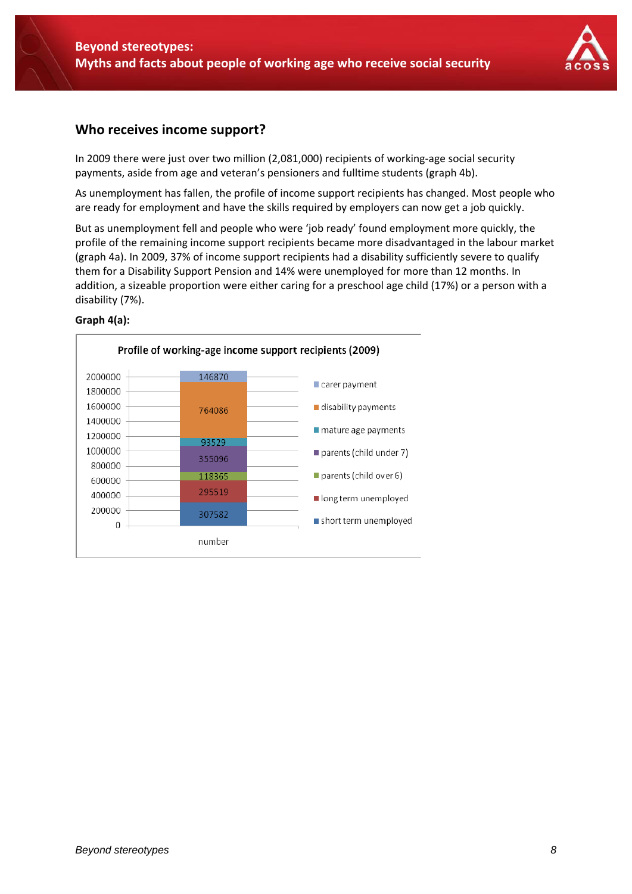## Who receives income support?

In 2009 there were just over two million (2,081,000) recipients of working-age social security payments, aside from age and veteran's pensioners and fulltime students (graph 4b).

As unemployment has fallen, the profile of income support recipients has changed. Most people who are ready for employment and have the skills required by employers can now get a job quickly.

But as unemployment fell and people who were 'job ready' found employment more quickly, the profile of the remaining income support recipients became more disadvantaged in the labour market (graph 4a). In 2009, 37% of income support recipients had a disability sufficiently severe to qualify them for a Disability Support Pension and 14% were unemployed for more than 12 months. In addition, a sizeable proportion were either caring for a preschool age child (17%) or a person with a disability (7%).

**Graph 4(a):**

Profile of working-age income support recipients (2009)

| Category | number |
|---|---|
| carer payment | 146870 |
| disability payments | 764086 |
| mature age payments | 93529 |
| parents (child under 7) | 355096 |
| parents (child over 6) | 118365 |
| long term unemployed | 295519 |
| short term unemployed | 307582 |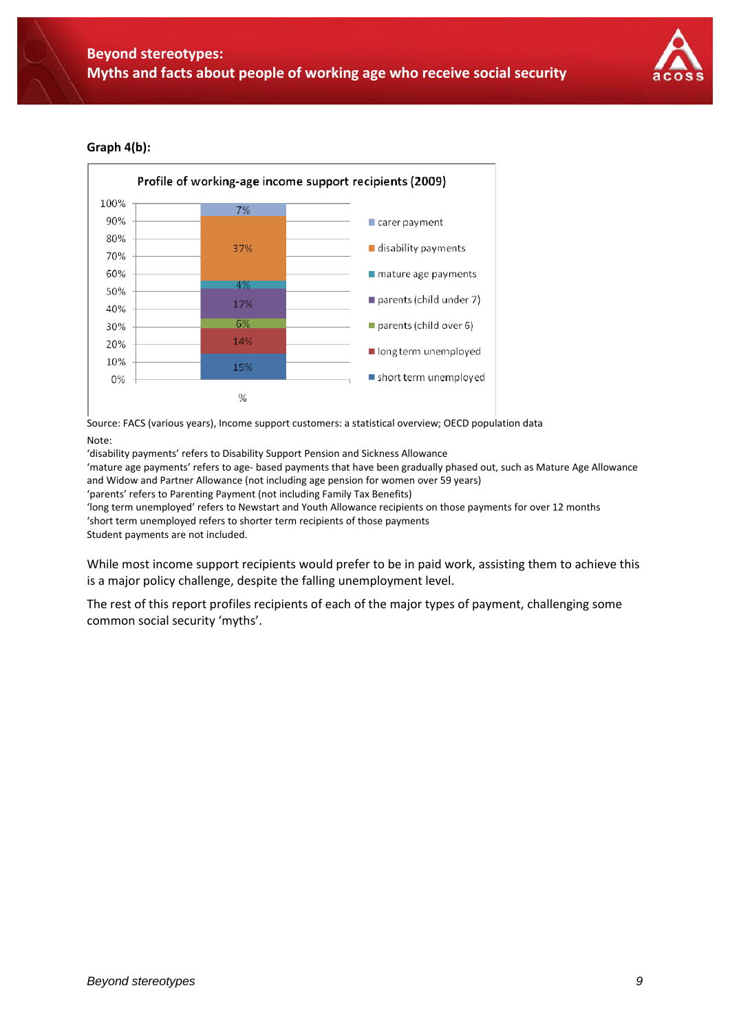**Graph 4(b):**

Profile of working-age income support recipients (2009)

| Category | % |
|---|---|
| carer payment | 7% |
| disability payments | 37% |
| mature age payments | 4% |
| parents (child under 7) | 17% |
| parents (child over 6) | 6% |
| long term unemployed | 14% |
| short term unemployed | 15% |

Source: FACS (various years), Income support customers: a statistical overview; OECD population data

Note:

'disability payments' refers to Disability Support Pension and Sickness Allowance

'mature age payments' refers to age- based payments that have been gradually phased out, such as Mature Age Allowance and Widow and Partner Allowance (not including age pension for women over 59 years)

'parents' refers to Parenting Payment (not including Family Tax Benefits)

'long term unemployed' refers to Newstart and Youth Allowance recipients on those payments for over 12 months

'short term unemployed refers to shorter term recipients of those payments

Student payments are not included.

While most income support recipients would prefer to be in paid work, assisting them to achieve this is a major policy challenge, despite the falling unemployment level.

The rest of this report profiles recipients of each of the major types of payment, challenging some common social security 'myths'.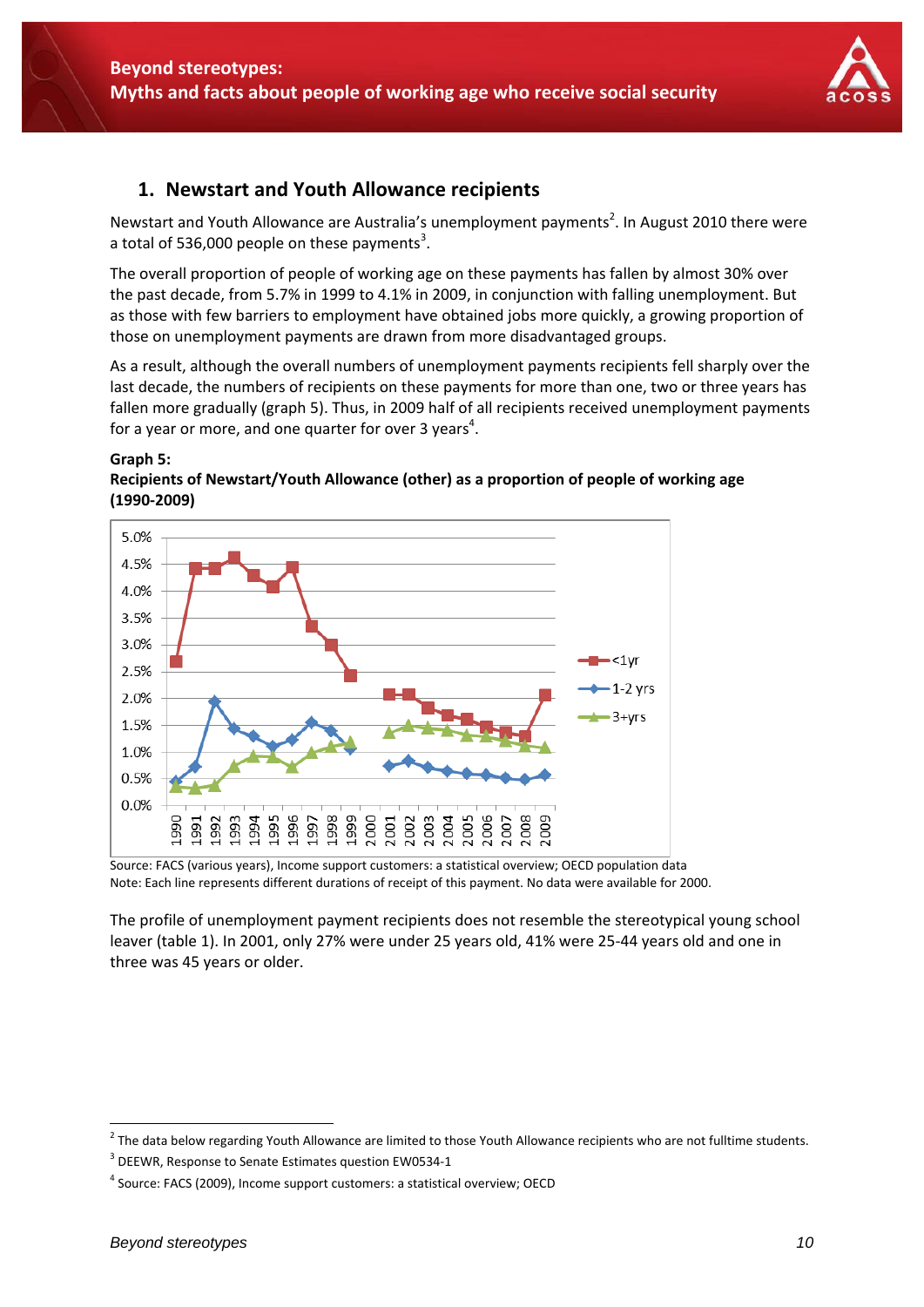## 1. Newstart and Youth Allowance recipients

Newstart and Youth Allowance are Australia's unemployment payments[2]. In August 2010 there were a total of 536,000 people on these payments[3].

The overall proportion of people of working age on these payments has fallen by almost 30% over the past decade, from 5.7% in 1999 to 4.1% in 2009, in conjunction with falling unemployment. But as those with few barriers to employment have obtained jobs more quickly, a growing proportion of those on unemployment payments are drawn from more disadvantaged groups.

As a result, although the overall numbers of unemployment payments recipients fell sharply over the last decade, the numbers of recipients on these payments for more than one, two or three years has fallen more gradually (graph 5). Thus, in 2009 half of all recipients received unemployment payments for a year or more, and one quarter for over 3 years[4].

**Graph 5:**
**Recipients of Newstart/Youth Allowance (other) as a proportion of people of working age (1990-2009)**

Source: FACS (various years), Income support customers: a statistical overview; OECD population data
Note: Each line represents different durations of receipt of this payment. No data were available for 2000.

The profile of unemployment payment recipients does not resemble the stereotypical young school leaver (table 1). In 2001, only 27% were under 25 years old, 41% were 25-44 years old and one in three was 45 years or older.

---

[2] The data below regarding Youth Allowance are limited to those Youth Allowance recipients who are not fulltime students.

[3] DEEWR, Response to Senate Estimates question EW0534-1

[4] Source: FACS (2009), Income support customers: a statistical overview; OECD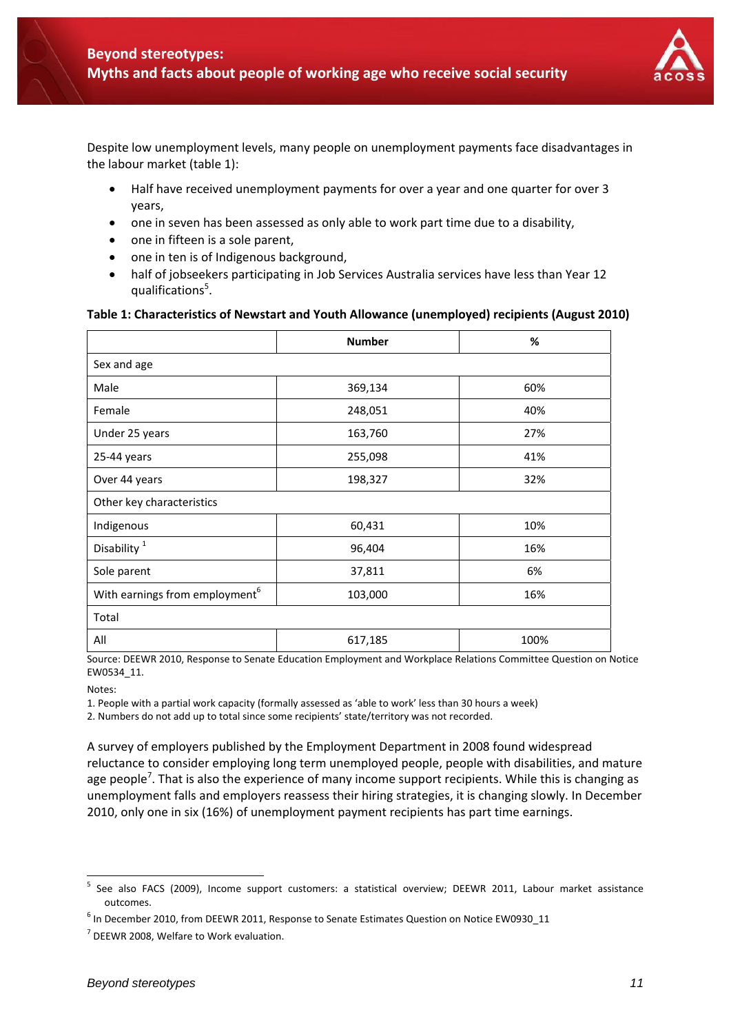Despite low unemployment levels, many people on unemployment payments face disadvantages in the labour market (table 1):

- Half have received unemployment payments for over a year and one quarter for over 3 years,
- one in seven has been assessed as only able to work part time due to a disability,
- one in fifteen is a sole parent,
- one in ten is of Indigenous background,
- half of jobseekers participating in Job Services Australia services have less than Year 12 qualifications[5].

**Table 1: Characteristics of Newstart and Youth Allowance (unemployed) recipients (August 2010)**

| | Number | % |
|---|---|---|
| Sex and age | | |
| Male | 369,134 | 60% |
| Female | 248,051 | 40% |
| Under 25 years | 163,760 | 27% |
| 25-44 years | 255,098 | 41% |
| Over 44 years | 198,327 | 32% |
| Other key characteristics | | |
| Indigenous | 60,431 | 10% |
| Disability [1] | 96,404 | 16% |
| Sole parent | 37,811 | 6% |
| With earnings from employment[6] | 103,000 | 16% |
| Total | | |
| All | 617,185 | 100% |

Source: DEEWR 2010, Response to Senate Education Employment and Workplace Relations Committee Question on Notice EW0534_11.

Notes:

1. People with a partial work capacity (formally assessed as 'able to work' less than 30 hours a week)
2. Numbers do not add up to total since some recipients' state/territory was not recorded.

A survey of employers published by the Employment Department in 2008 found widespread reluctance to consider employing long term unemployed people, people with disabilities, and mature age people[7]. That is also the experience of many income support recipients. While this is changing as unemployment falls and employers reassess their hiring strategies, it is changing slowly. In December 2010, only one in six (16%) of unemployment payment recipients has part time earnings.

[5] See also FACS (2009), Income support customers: a statistical overview; DEEWR 2011, Labour market assistance outcomes.

[6] In December 2010, from DEEWR 2011, Response to Senate Estimates Question on Notice EW0930_11

[7] DEEWR 2008, Welfare to Work evaluation.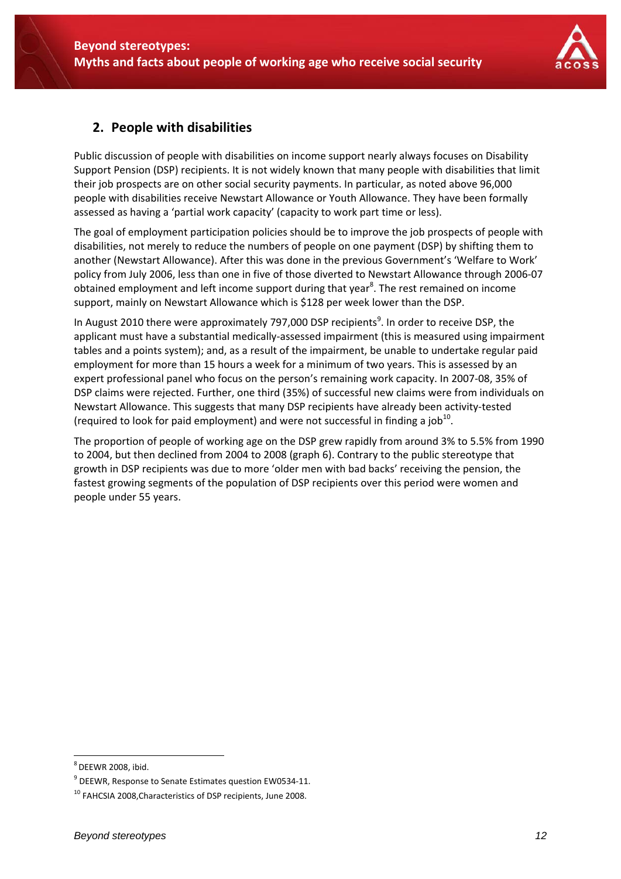## 2. People with disabilities

Public discussion of people with disabilities on income support nearly always focuses on Disability Support Pension (DSP) recipients. It is not widely known that many people with disabilities that limit their job prospects are on other social security payments. In particular, as noted above 96,000 people with disabilities receive Newstart Allowance or Youth Allowance. They have been formally assessed as having a 'partial work capacity' (capacity to work part time or less).

The goal of employment participation policies should be to improve the job prospects of people with disabilities, not merely to reduce the numbers of people on one payment (DSP) by shifting them to another (Newstart Allowance). After this was done in the previous Government's 'Welfare to Work' policy from July 2006, less than one in five of those diverted to Newstart Allowance through 2006-07 obtained employment and left income support during that year[8]. The rest remained on income support, mainly on Newstart Allowance which is $128 per week lower than the DSP.

In August 2010 there were approximately 797,000 DSP recipients[9]. In order to receive DSP, the applicant must have a substantial medically-assessed impairment (this is measured using impairment tables and a points system); and, as a result of the impairment, be unable to undertake regular paid employment for more than 15 hours a week for a minimum of two years. This is assessed by an expert professional panel who focus on the person's remaining work capacity. In 2007-08, 35% of DSP claims were rejected. Further, one third (35%) of successful new claims were from individuals on Newstart Allowance. This suggests that many DSP recipients have already been activity-tested (required to look for paid employment) and were not successful in finding a job[10].

The proportion of people of working age on the DSP grew rapidly from around 3% to 5.5% from 1990 to 2004, but then declined from 2004 to 2008 (graph 6). Contrary to the public stereotype that growth in DSP recipients was due to more 'older men with bad backs' receiving the pension, the fastest growing segments of the population of DSP recipients over this period were women and people under 55 years.

[8] DEEWR 2008, ibid.

[9] DEEWR, Response to Senate Estimates question EW0534-11.

[10] FAHCSIA 2008,Characteristics of DSP recipients, June 2008.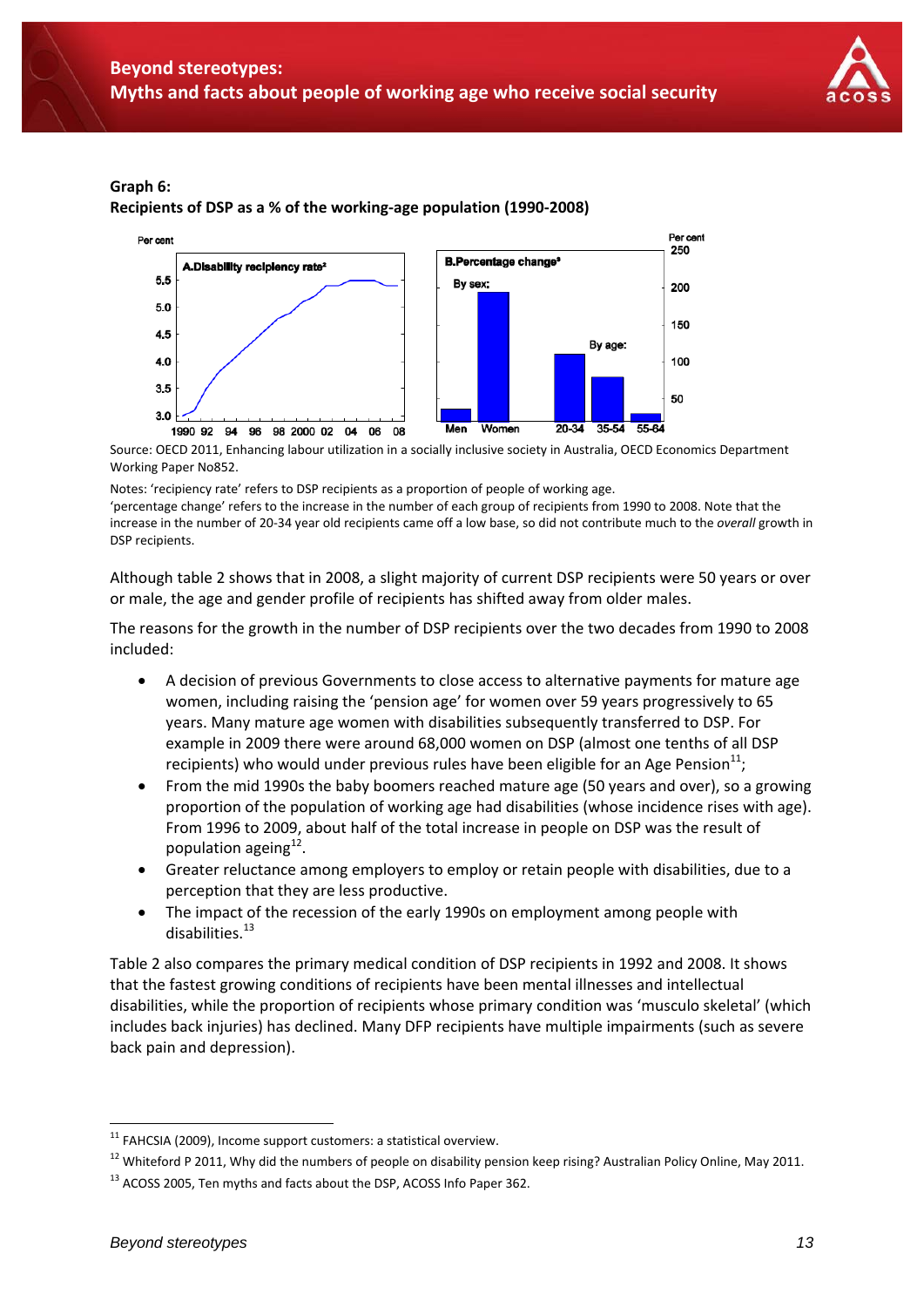**Graph 6:**
**Recipients of DSP as a % of the working-age population (1990-2008)**

Source: OECD 2011, Enhancing labour utilization in a socially inclusive society in Australia, OECD Economics Department Working Paper No852.

Notes: 'recipiency rate' refers to DSP recipients as a proportion of people of working age.
'percentage change' refers to the increase in the number of each group of recipients from 1990 to 2008. Note that the increase in the number of 20-34 year old recipients came off a low base, so did not contribute much to the *overall* growth in DSP recipients.

Although table 2 shows that in 2008, a slight majority of current DSP recipients were 50 years or over or male, the age and gender profile of recipients has shifted away from older males.

The reasons for the growth in the number of DSP recipients over the two decades from 1990 to 2008 included:

- A decision of previous Governments to close access to alternative payments for mature age women, including raising the 'pension age' for women over 59 years progressively to 65 years. Many mature age women with disabilities subsequently transferred to DSP. For example in 2009 there were around 68,000 women on DSP (almost one tenths of all DSP recipients) who would under previous rules have been eligible for an Age Pension[11];
- From the mid 1990s the baby boomers reached mature age (50 years and over), so a growing proportion of the population of working age had disabilities (whose incidence rises with age). From 1996 to 2009, about half of the total increase in people on DSP was the result of population ageing[12].
- Greater reluctance among employers to employ or retain people with disabilities, due to a perception that they are less productive.
- The impact of the recession of the early 1990s on employment among people with disabilities.[13]

Table 2 also compares the primary medical condition of DSP recipients in 1992 and 2008. It shows that the fastest growing conditions of recipients have been mental illnesses and intellectual disabilities, while the proportion of recipients whose primary condition was 'musculo skeletal' (which includes back injuries) has declined. Many DFP recipients have multiple impairments (such as severe back pain and depression).

[11] FAHCSIA (2009), Income support customers: a statistical overview.

[12] Whiteford P 2011, Why did the numbers of people on disability pension keep rising? Australian Policy Online, May 2011.

[13] ACOSS 2005, Ten myths and facts about the DSP, ACOSS Info Paper 362.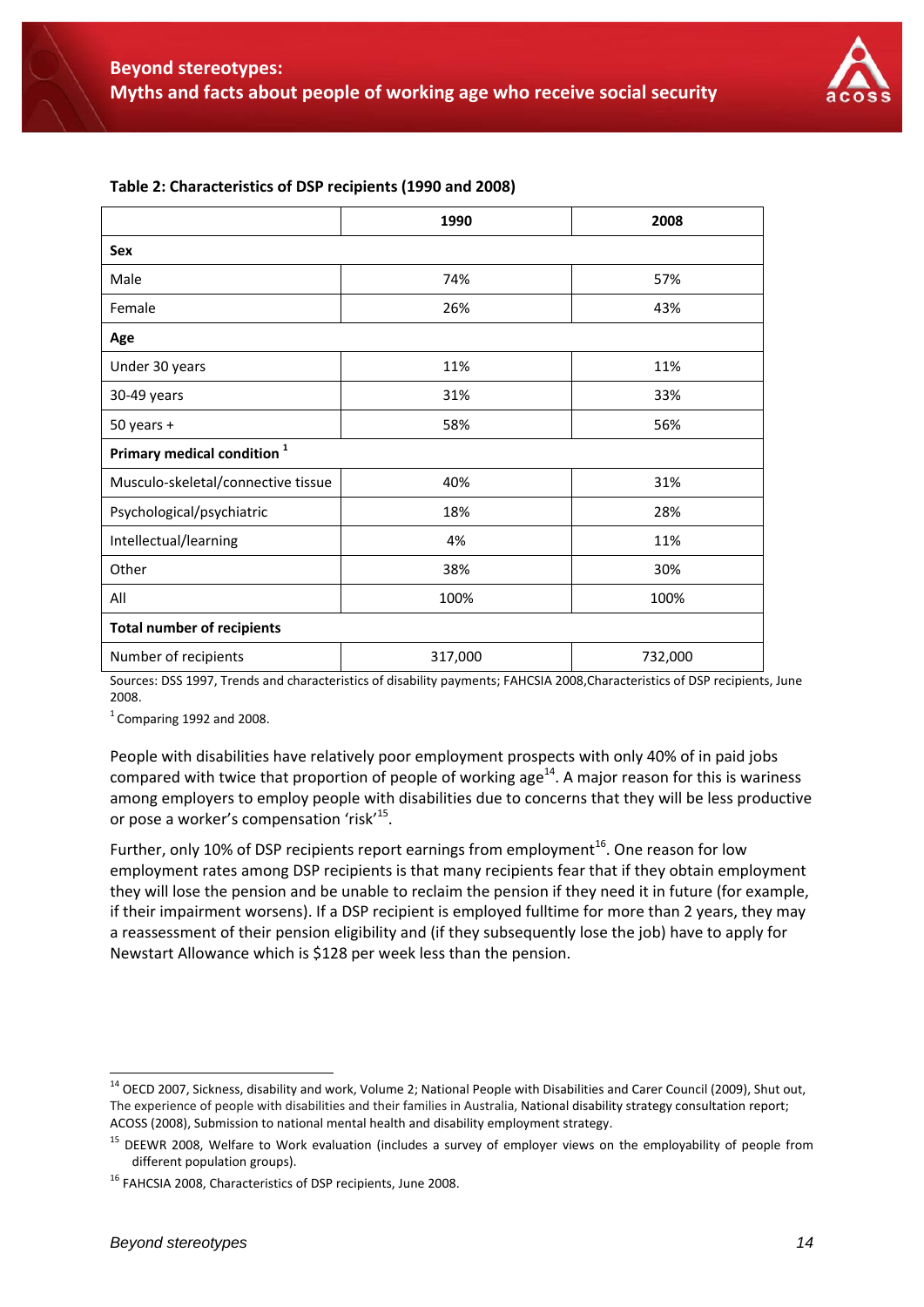**Table 2: Characteristics of DSP recipients (1990 and 2008)**

| | 1990 | 2008 |
|---|---|---|
| **Sex** | | |
| Male | 74% | 57% |
| Female | 26% | 43% |
| **Age** | | |
| Under 30 years | 11% | 11% |
| 30-49 years | 31% | 33% |
| 50 years + | 58% | 56% |
| **Primary medical condition** [1] | | |
| Musculo-skeletal/connective tissue | 40% | 31% |
| Psychological/psychiatric | 18% | 28% |
| Intellectual/learning | 4% | 11% |
| Other | 38% | 30% |
| All | 100% | 100% |
| **Total number of recipients** | | |
| Number of recipients | 317,000 | 732,000 |

Sources: DSS 1997, Trends and characteristics of disability payments; FAHCSIA 2008,Characteristics of DSP recipients, June 2008.

[1] Comparing 1992 and 2008.

People with disabilities have relatively poor employment prospects with only 40% of in paid jobs compared with twice that proportion of people of working age[14]. A major reason for this is wariness among employers to employ people with disabilities due to concerns that they will be less productive or pose a worker's compensation 'risk'[15].

Further, only 10% of DSP recipients report earnings from employment[16]. One reason for low employment rates among DSP recipients is that many recipients fear that if they obtain employment they will lose the pension and be unable to reclaim the pension if they need it in future (for example, if their impairment worsens). If a DSP recipient is employed fulltime for more than 2 years, they may a reassessment of their pension eligibility and (if they subsequently lose the job) have to apply for Newstart Allowance which is $128 per week less than the pension.

[14] OECD 2007, Sickness, disability and work, Volume 2; National People with Disabilities and Carer Council (2009), Shut out, The experience of people with disabilities and their families in Australia, National disability strategy consultation report; ACOSS (2008), Submission to national mental health and disability employment strategy.

[15] DEEWR 2008, Welfare to Work evaluation (includes a survey of employer views on the employability of people from different population groups).

[16] FAHCSIA 2008, Characteristics of DSP recipients, June 2008.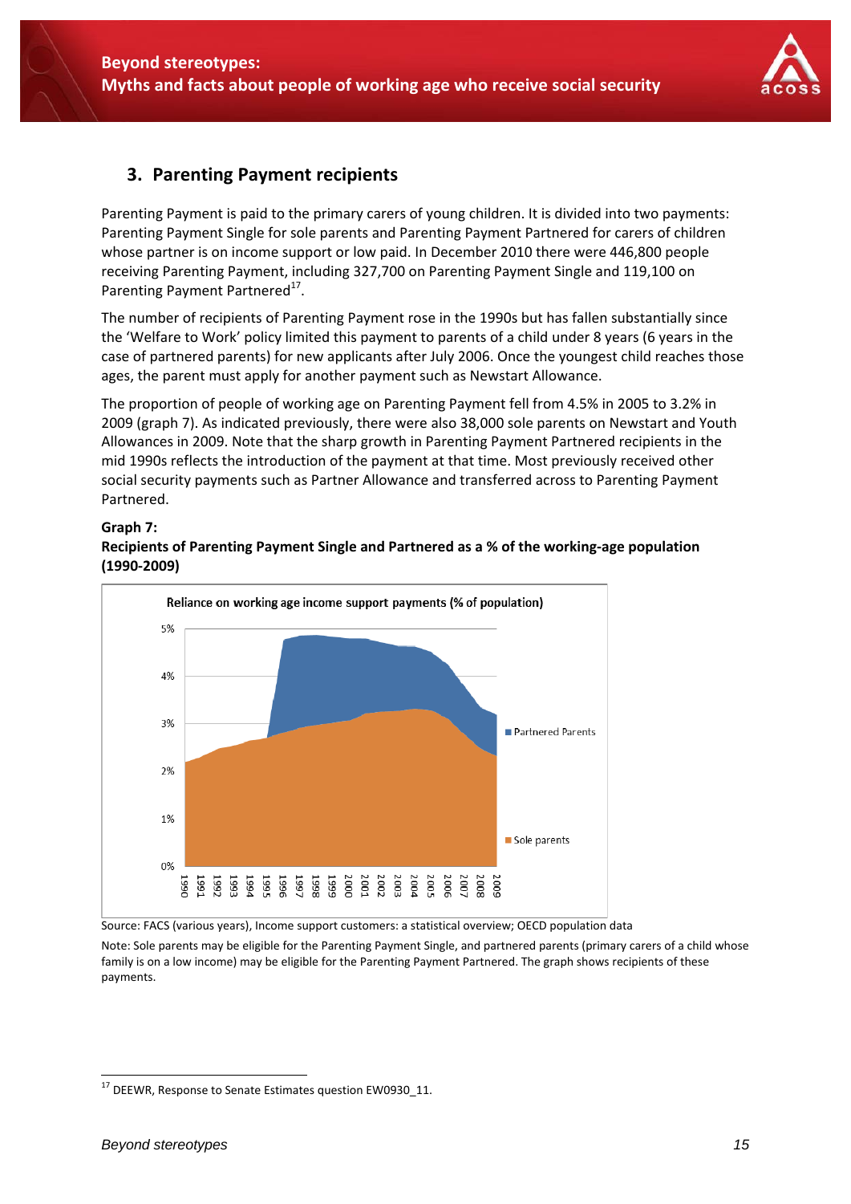## 3. Parenting Payment recipients

Parenting Payment is paid to the primary carers of young children. It is divided into two payments: Parenting Payment Single for sole parents and Parenting Payment Partnered for carers of children whose partner is on income support or low paid. In December 2010 there were 446,800 people receiving Parenting Payment, including 327,700 on Parenting Payment Single and 119,100 on Parenting Payment Partnered[17].

The number of recipients of Parenting Payment rose in the 1990s but has fallen substantially since the 'Welfare to Work' policy limited this payment to parents of a child under 8 years (6 years in the case of partnered parents) for new applicants after July 2006. Once the youngest child reaches those ages, the parent must apply for another payment such as Newstart Allowance.

The proportion of people of working age on Parenting Payment fell from 4.5% in 2005 to 3.2% in 2009 (graph 7). As indicated previously, there were also 38,000 sole parents on Newstart and Youth Allowances in 2009. Note that the sharp growth in Parenting Payment Partnered recipients in the mid 1990s reflects the introduction of the payment at that time. Most previously received other social security payments such as Partner Allowance and transferred across to Parenting Payment Partnered.

**Graph 7:**
**Recipients of Parenting Payment Single and Partnered as a % of the working-age population (1990-2009)**

Source: FACS (various years), Income support customers: a statistical overview; OECD population data

Note: Sole parents may be eligible for the Parenting Payment Single, and partnered parents (primary carers of a child whose family is on a low income) may be eligible for the Parenting Payment Partnered. The graph shows recipients of these payments.

---

[17] DEEWR, Response to Senate Estimates question EW0930_11.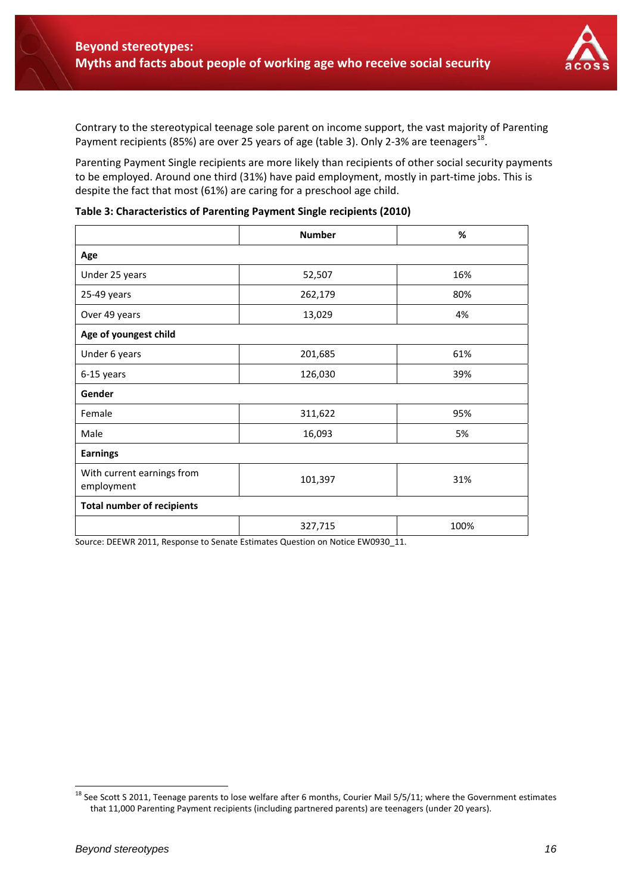Contrary to the stereotypical teenage sole parent on income support, the vast majority of Parenting Payment recipients (85%) are over 25 years of age (table 3). Only 2-3% are teenagers[18].

Parenting Payment Single recipients are more likely than recipients of other social security payments to be employed. Around one third (31%) have paid employment, mostly in part-time jobs. This is despite the fact that most (61%) are caring for a preschool age child.

**Table 3: Characteristics of Parenting Payment Single recipients (2010)**

| | Number | % |
|---|---|---|
| **Age** | | |
| Under 25 years | 52,507 | 16% |
| 25-49 years | 262,179 | 80% |
| Over 49 years | 13,029 | 4% |
| **Age of youngest child** | | |
| Under 6 years | 201,685 | 61% |
| 6-15 years | 126,030 | 39% |
| **Gender** | | |
| Female | 311,622 | 95% |
| Male | 16,093 | 5% |
| **Earnings** | | |
| With current earnings from employment | 101,397 | 31% |
| **Total number of recipients** | | |
| | 327,715 | 100% |

Source: DEEWR 2011, Response to Senate Estimates Question on Notice EW0930_11.

[18] See Scott S 2011, Teenage parents to lose welfare after 6 months, Courier Mail 5/5/11; where the Government estimates that 11,000 Parenting Payment recipients (including partnered parents) are teenagers (under 20 years).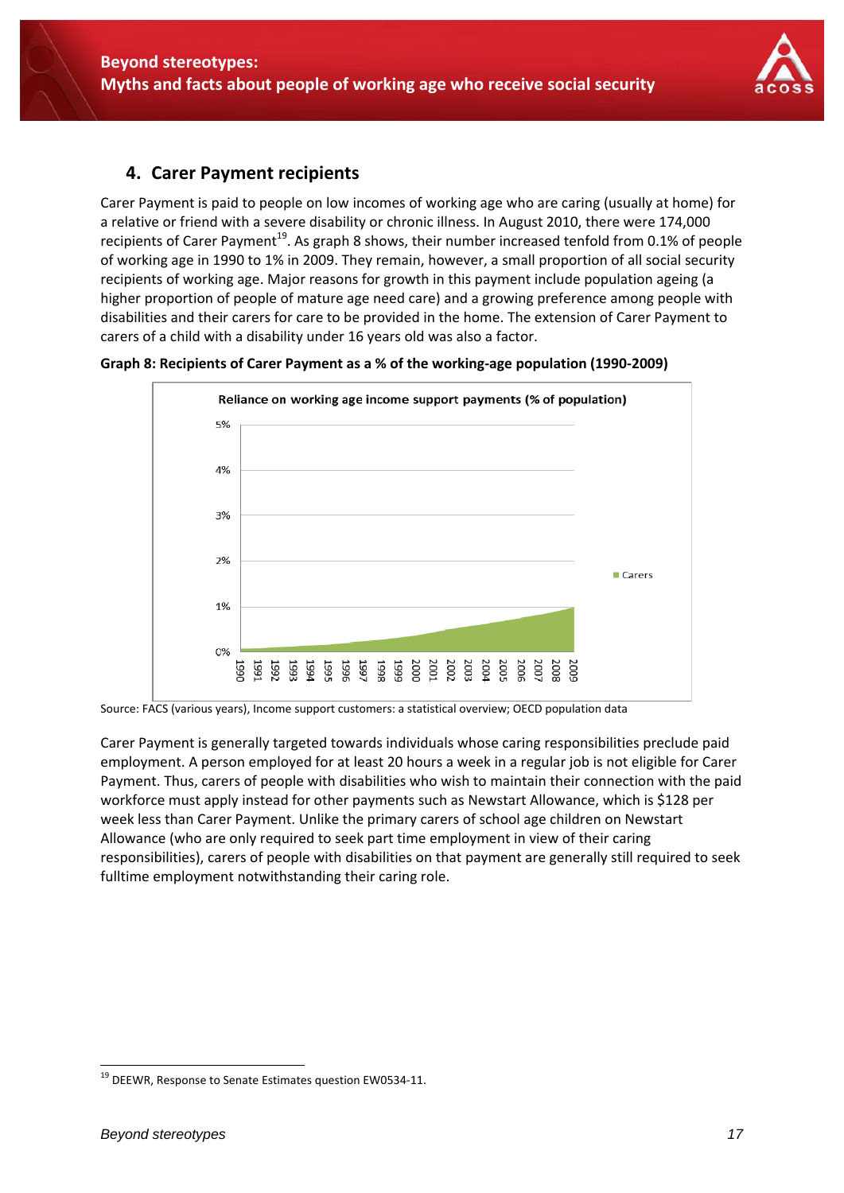## 4. Carer Payment recipients

Carer Payment is paid to people on low incomes of working age who are caring (usually at home) for a relative or friend with a severe disability or chronic illness. In August 2010, there were 174,000 recipients of Carer Payment[19]. As graph 8 shows, their number increased tenfold from 0.1% of people of working age in 1990 to 1% in 2009. They remain, however, a small proportion of all social security recipients of working age. Major reasons for growth in this payment include population ageing (a higher proportion of people of mature age need care) and a growing preference among people with disabilities and their carers for care to be provided in the home. The extension of Carer Payment to carers of a child with a disability under 16 years old was also a factor.

**Graph 8: Recipients of Carer Payment as a % of the working-age population (1990-2009)**

Reliance on working age income support payments (% of population)

5%
4%
3%
2%
1%
0%

1990 1991 1992 1993 1994 1995 1996 1997 1998 1999 2000 2001 2002 2003 2004 2005 2006 2007 2008 2009

Carers

Source: FACS (various years), Income support customers: a statistical overview; OECD population data

Carer Payment is generally targeted towards individuals whose caring responsibilities preclude paid employment. A person employed for at least 20 hours a week in a regular job is not eligible for Carer Payment. Thus, carers of people with disabilities who wish to maintain their connection with the paid workforce must apply instead for other payments such as Newstart Allowance, which is $128 per week less than Carer Payment. Unlike the primary carers of school age children on Newstart Allowance (who are only required to seek part time employment in view of their caring responsibilities), carers of people with disabilities on that payment are generally still required to seek fulltime employment notwithstanding their caring role.

---

[19] DEEWR, Response to Senate Estimates question EW0534-11.